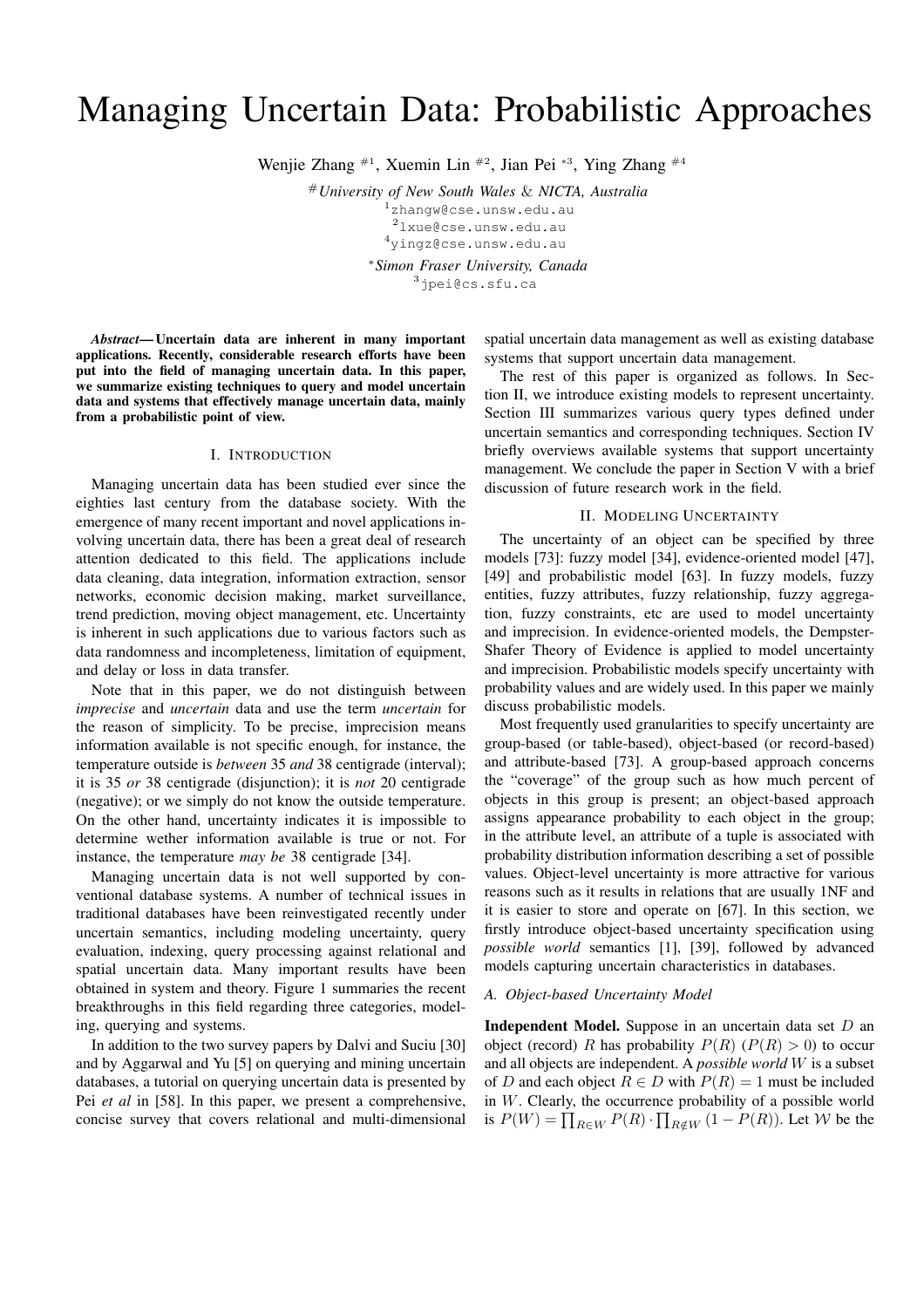# Managing Uncertain Data: Probabilistic Approaches

Wenjie Zhang #1, Xuemin Lin #2, Jian Pei *3, Ying Zhang #4

#*University of New South Wales & NICTA, Australia*

[1]zhangw@cse.unsw.edu.au

[2]lxue@cse.unsw.edu.au

[4]yingz@cse.unsw.edu.au

**Simon Fraser University, Canada*

[3]jpei@cs.sfu.ca

***Abstract*— Uncertain data are inherent in many important applications. Recently, considerable research efforts have been put into the field of managing uncertain data. In this paper, we summarize existing techniques to query and model uncertain data and systems that effectively manage uncertain data, mainly from a probabilistic point of view.**

## I. Introduction

Managing uncertain data has been studied ever since the eighties last century from the database society. With the emergence of many recent important and novel applications involving uncertain data, there has been a great deal of research attention dedicated to this field. The applications include data cleaning, data integration, information extraction, sensor networks, economic decision making, market surveillance, trend prediction, moving object management, etc. Uncertainty is inherent in such applications due to various factors such as data randomness and incompleteness, limitation of equipment, and delay or loss in data transfer.

Note that in this paper, we do not distinguish between *imprecise* and *uncertain* data and use the term *uncertain* for the reason of simplicity. To be precise, imprecision means information available is not specific enough, for instance, the temperature outside is *between* 35 *and* 38 centigrade (interval); it is 35 *or* 38 centigrade (disjunction); it is *not* 20 centigrade (negative); or we simply do not know the outside temperature. On the other hand, uncertainty indicates it is impossible to determine wether information available is true or not. For instance, the temperature *may be* 38 centigrade [34].

Managing uncertain data is not well supported by conventional database systems. A number of technical issues in traditional databases have been reinvestigated recently under uncertain semantics, including modeling uncertainty, query evaluation, indexing, query processing against relational and spatial uncertain data. Many important results have been obtained in system and theory. Figure 1 summaries the recent breakthroughs in this field regarding three categories, modeling, querying and systems.

In addition to the two survey papers by Dalvi and Suciu [30] and by Aggarwal and Yu [5] on querying and mining uncertain databases, a tutorial on querying uncertain data is presented by Pei *et al* in [58]. In this paper, we present a comprehensive, concise survey that covers relational and multi-dimensional spatial uncertain data management as well as existing database systems that support uncertain data management.

The rest of this paper is organized as follows. In Section II, we introduce existing models to represent uncertainty. Section III summarizes various query types defined under uncertain semantics and corresponding techniques. Section IV briefly overviews available systems that support uncertainty management. We conclude the paper in Section V with a brief discussion of future research work in the field.

## II. Modeling Uncertainty

The uncertainty of an object can be specified by three models [73]: fuzzy model [34], evidence-oriented model [47], [49] and probabilistic model [63]. In fuzzy models, fuzzy entities, fuzzy attributes, fuzzy relationship, fuzzy aggregation, fuzzy constraints, etc are used to model uncertainty and imprecision. In evidence-oriented models, the Dempster-Shafer Theory of Evidence is applied to model uncertainty and imprecision. Probabilistic models specify uncertainty with probability values and are widely used. In this paper we mainly discuss probabilistic models.

Most frequently used granularities to specify uncertainty are group-based (or table-based), object-based (or record-based) and attribute-based [73]. A group-based approach concerns the "coverage" of the group such as how much percent of objects in this group is present; an object-based approach assigns appearance probability to each object in the group; in the attribute level, an attribute of a tuple is associated with probability distribution information describing a set of possible values. Object-level uncertainty is more attractive for various reasons such as it results in relations that are usually 1NF and it is easier to store and operate on [67]. In this section, we firstly introduce object-based uncertainty specification using *possible world* semantics [1], [39], followed by advanced models capturing uncertain characteristics in databases.

### *A. Object-based Uncertainty Model*

**Independent Model.** Suppose in an uncertain data set $D$ an object (record) $R$ has probability $P(R)$ ($P(R) > 0$) to occur and all objects are independent. A *possible world* $W$ is a subset of $D$ and each object $R \in D$ with $P(R) = 1$ must be included in $W$. Clearly, the occurrence probability of a possible world is $P(W) = \prod_{R \in W} P(R) \cdot \prod_{R \notin W} (1 - P(R))$. Let $\mathcal{W}$ be the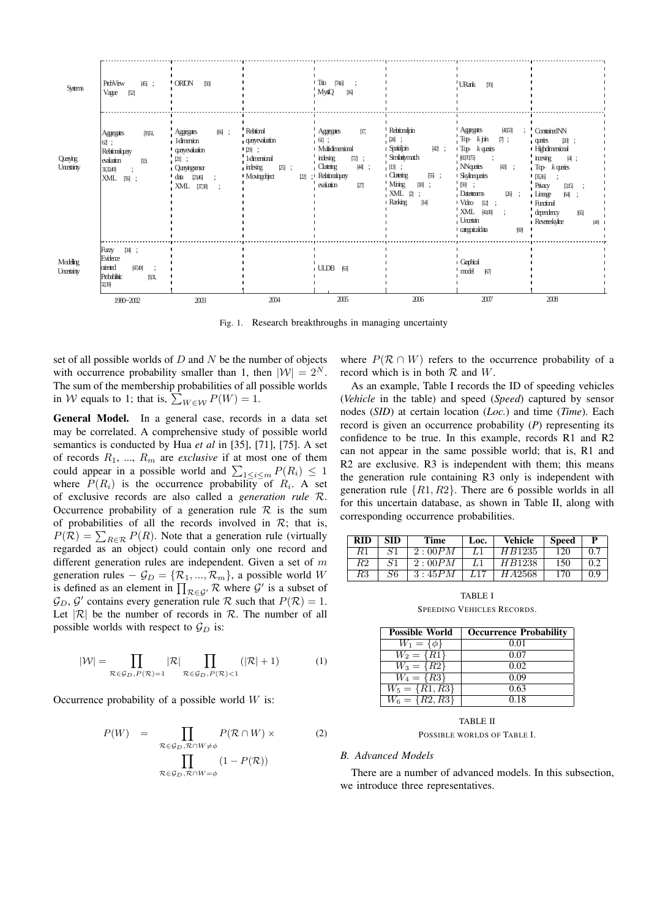| | 1980~2002 | 2003 | 2004 | 2005 | 2006 | 2007 | 2008 |
|---|---|---|---|---|---|---|---|
| Systems | ProbView [45]; Vague [52] | ORION [50] | | Trio [7,4,6]; MystiQ [16] | | URank [70] | |
| Querying Uncertainty | Aggregates [19,54, 62]; Relational query evaluation [19, 31,32,40]; XML [56]; | Aggregates [66]; 1-dimension query evaluation [21]; Querying sensor data [23,46]; XML [37,38]; | Relational query evaluation [29]; 1-dimensional indexing [25]; Moving object [22]; | Aggregates [17, 61]; Multi-dimensional indexing [72]; Clustering [44]; Relational query evaluation [27] | Relational join [24]; Spatial join [42]; Similarity match [13]; Clustering [55]; Mining [18]; XML [2]; Ranking [14] | Aggregates [40,53]; Top-k join [7]; Top-k queries [60,70,75]; NN queries [43]; Skyline queries [59]; Datastreams [26]; Video [12]; XML [41,68]; Uncertain categorical data [69] | Constrained NN queries [20]; High dimensional indexing [4]; Top-k queries [35,36]; Privacy [3,15]; Lineage [64]; Functional dependency [65]; Reverse skyline [48] |
| Modelling Uncertainty | Fuzzy [34]; Evidence oriented [47,49]; Probabilistic [9,31, 32,39] | | | ULDB [63] | | Graphical model [67] | |

Fig. 1. Research breakthroughs in managing uncertainty

set of all possible worlds of $D$ and $N$ be the number of objects with occurrence probability smaller than 1, then $|\mathcal{W}| = 2^N$. The sum of the membership probabilities of all possible worlds in $\mathcal{W}$ equals to 1; that is, $\sum_{W \in \mathcal{W}} P(W) = 1$.

**General Model.** In a general case, records in a data set may be correlated. A comprehensive study of possible world semantics is conducted by Hua *et al* in [35], [71], [75]. A set of records $R_1$, ..., $R_m$ are *exclusive* if at most one of them could appear in a possible world and $\sum_{1 \le i \le m} P(R_i) \le 1$ where $P(R_i)$ is the occurrence probability of $R_i$. A set of exclusive records are also called a *generation rule* $\mathcal{R}$. Occurrence probability of a generation rule $\mathcal{R}$ is the sum of probabilities of all the records involved in $\mathcal{R}$; that is, $P(\mathcal{R}) = \sum_{R \in \mathcal{R}} P(R)$. Note that a generation rule (virtually regarded as an object) could contain only one record and different generation rules are independent. Given a set of $m$ generation rules – $\mathcal{G}_D = \{\mathcal{R}_1, ..., \mathcal{R}_m\}$, a possible world $W$ is defined as an element in $\prod_{\mathcal{R} \in \mathcal{G}'} \mathcal{R}$ where $\mathcal{G}'$ is a subset of $\mathcal{G}_D$, $\mathcal{G}'$ contains every generation rule $\mathcal{R}$ such that $P(\mathcal{R}) = 1$. Let $|\mathcal{R}|$ be the number of records in $\mathcal{R}$. The number of all possible worlds with respect to $\mathcal{G}_D$ is:

$$|\mathcal{W}| = \prod_{\mathcal{R} \in \mathcal{G}_D, P(\mathcal{R})=1} |\mathcal{R}| \prod_{\mathcal{R} \in \mathcal{G}_D, P(\mathcal{R})<1} (|\mathcal{R}| + 1) \quad (1)$$

Occurrence probability of a possible world $W$ is:

$$P(W) = \prod_{\mathcal{R} \in \mathcal{G}_D, \mathcal{R} \cap W \neq \phi} P(\mathcal{R} \cap W) \times \prod_{\mathcal{R} \in \mathcal{G}_D, \mathcal{R} \cap W = \phi} (1 - P(\mathcal{R})) \quad (2)$$

where $P(\mathcal{R} \cap W)$ refers to the occurrence probability of a record which is in both $\mathcal{R}$ and $W$.

As an example, Table I records the ID of speeding vehicles (*Vehicle* in the table) and speed (*Speed*) captured by sensor nodes (*SID*) at certain location (*Loc.*) and time (*Time*). Each record is given an occurrence probability (*P*) representing its confidence to be true. In this example, records R1 and R2 can not appear in the same possible world; that is, R1 and R2 are exclusive. R3 is independent with them; this means the generation rule containing R3 only is independent with generation rule $\{R1, R2\}$. There are 6 possible worlds in all for this uncertain database, as shown in Table II, along with corresponding occurrence probabilities.

| RID | SID | Time | Loc. | Vehicle | Speed | P |
|---|---|---|---|---|---|---|
| $R1$ | $S1$ | $2:00PM$ | $L1$ | $HB1235$ | 120 | 0.7 |
| $R2$ | $S1$ | $2:00PM$ | $L1$ | $HB1238$ | 150 | 0.2 |
| $R3$ | $S6$ | $3:45PM$ | $L17$ | $HA2568$ | 170 | 0.9 |

TABLE I
SPEEDING VEHICLES RECORDS.

| Possible World | Occurrence Probability |
|---|---|
| $W_1 = \{\phi\}$ | 0.01 |
| $W_2 = \{R1\}$ | 0.07 |
| $W_3 = \{R2\}$ | 0.02 |
| $W_4 = \{R3\}$ | 0.09 |
| $W_5 = \{R1, R3\}$ | 0.63 |
| $W_6 = \{R2, R3\}$ | 0.18 |

TABLE II
POSSIBLE WORLDS OF TABLE I.

### B. Advanced Models

There are a number of advanced models. In this subsection, we introduce three representatives.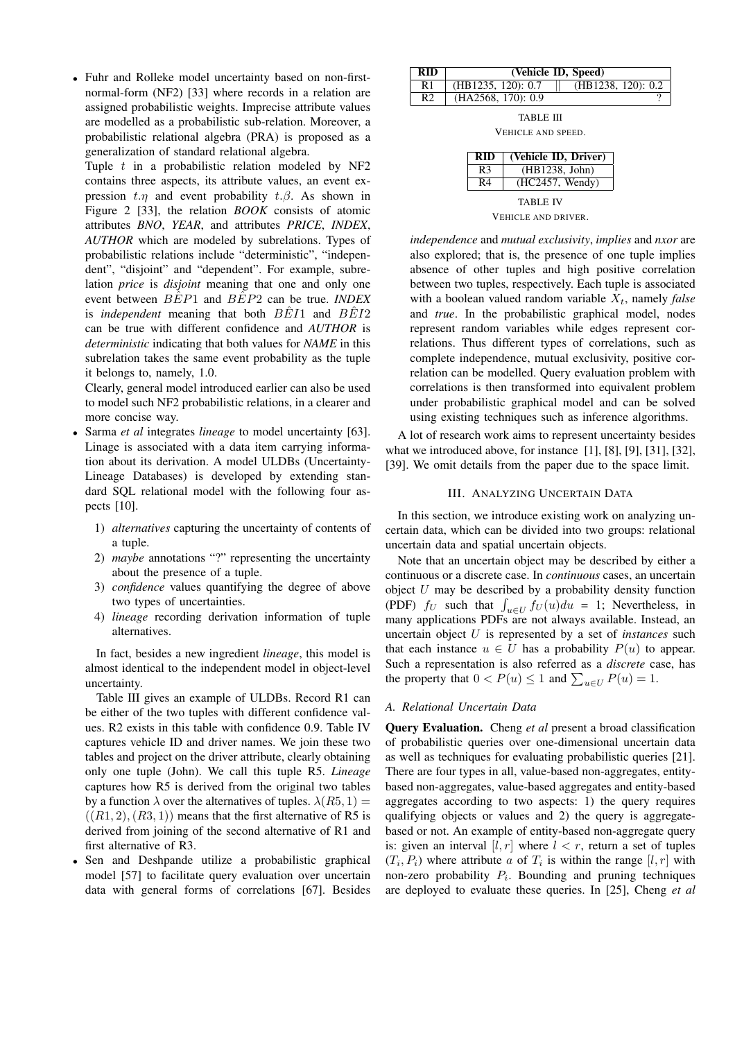- Fuhr and Rolleke model uncertainty based on non-first-normal-form (NF2) [33] where records in a relation are assigned probabilistic weights. Imprecise attribute values are modelled as a probabilistic sub-relation. Moreover, a probabilistic relational algebra (PRA) is proposed as a generalization of standard relational algebra.

  Tuple $t$ in a probabilistic relation modeled by NF2 contains three aspects, its attribute values, an event expression $t.\eta$ and event probability $t.\beta$. As shown in Figure 2 [33], the relation *BOOK* consists of atomic attributes *BNO*, *YEAR*, and attributes *PRICE*, *INDEX*, *AUTHOR* which are modeled by subrelations. Types of probabilistic relations include "deterministic", "independent", "disjoint" and "dependent". For example, subrelation *price* is *disjoint* meaning that one and only one event between $B\hat{E}P1$ and $B\hat{E}P2$ can be true. *INDEX* is *independent* meaning that both $B\hat{E}I1$ and $B\hat{E}I2$ can be true with different confidence and *AUTHOR* is *deterministic* indicating that both values for *NAME* in this subrelation takes the same event probability as the tuple it belongs to, namely, 1.0.

  Clearly, general model introduced earlier can also be used to model such NF2 probabilistic relations, in a clearer and more concise way.

- Sarma *et al* integrates *lineage* to model uncertainty [63]. Linage is associated with a data item carrying information about its derivation. A model ULDBs (Uncertainty-Lineage Databases) is developed by extending standard SQL relational model with the following four aspects [10].

  1) *alternatives* capturing the uncertainty of contents of a tuple.
  2) *maybe* annotations "?" representing the uncertainty about the presence of a tuple.
  3) *confidence* values quantifying the degree of above two types of uncertainties.
  4) *lineage* recording derivation information of tuple alternatives.

  In fact, besides a new ingredient *lineage*, this model is almost identical to the independent model in object-level uncertainty.

  Table III gives an example of ULDBs. Record R1 can be either of the two tuples with different confidence values. R2 exists in this table with confidence 0.9. Table IV captures vehicle ID and driver names. We join these two tables and project on the driver attribute, clearly obtaining only one tuple (John). We call this tuple R5. *Lineage* captures how R5 is derived from the original two tables by a function $\lambda$ over the alternatives of tuples. $\lambda(R5, 1) = ((R1, 2), (R3, 1))$ means that the first alternative of R5 is derived from joining of the second alternative of R1 and first alternative of R3.

- Sen and Deshpande utilize a probabilistic graphical model [57] to facilitate query evaluation over uncertain data with general forms of correlations [67]. Besides *independence* and *mutual exclusivity*, *implies* and *nxor* are also explored; that is, the presence of one tuple implies absence of other tuples and high positive correlation between two tuples, respectively. Each tuple is associated with a boolean valued random variable $X_t$, namely *false* and *true*. In the probabilistic graphical model, nodes represent random variables while edges represent correlations. Thus different types of correlations, such as complete independence, mutual exclusivity, positive correlation can be modelled. Query evaluation problem with correlations is then transformed into equivalent problem under probabilistic graphical model and can be solved using existing techniques such as inference algorithms.

| RID | (Vehicle ID, Speed) | | |
|---|---|---|---|
| R1 | (HB1235, 120): 0.7 | \|\| | (HB1238, 120): 0.2 |
| R2 | (HA2568, 170): 0.9 | | ? |

TABLE III

VEHICLE AND SPEED.

| RID | (Vehicle ID, Driver) |
|---|---|
| R3 | (HB1238, John) |
| R4 | (HC2457, Wendy) |

TABLE IV

VEHICLE AND DRIVER.

A lot of research work aims to represent uncertainty besides what we introduced above, for instance [1], [8], [9], [31], [32], [39]. We omit details from the paper due to the space limit.

## III. Analyzing Uncertain Data

In this section, we introduce existing work on analyzing uncertain data, which can be divided into two groups: relational uncertain data and spatial uncertain objects.

Note that an uncertain object may be described by either a continuous or a discrete case. In *continuous* cases, an uncertain object $U$ may be described by a probability density function (PDF) $f_U$ such that $\int_{u \in U} f_U(u)du = 1$; Nevertheless, in many applications PDFs are not always available. Instead, an uncertain object $U$ is represented by a set of *instances* such that each instance $u \in U$ has a probability $P(u)$ to appear. Such a representation is also referred as a *discrete* case, has the property that $0 < P(u) \leq 1$ and $\sum_{u \in U} P(u) = 1$.

### A. Relational Uncertain Data

**Query Evaluation.** Cheng *et al* present a broad classification of probabilistic queries over one-dimensional uncertain data as well as techniques for evaluating probabilistic queries [21]. There are four types in all, value-based non-aggregates, entity-based non-aggregates, value-based aggregates and entity-based aggregates according to two aspects: 1) the query requires qualifying objects or values and 2) the query is aggregate-based or not. An example of entity-based non-aggregate query is: given an interval $[l, r]$ where $l < r$, return a set of tuples $(T_i, P_i)$ where attribute $a$ of $T_i$ is within the range $[l, r]$ with non-zero probability $P_i$. Bounding and pruning techniques are deployed to evaluate these queries. In [25], Cheng *et al*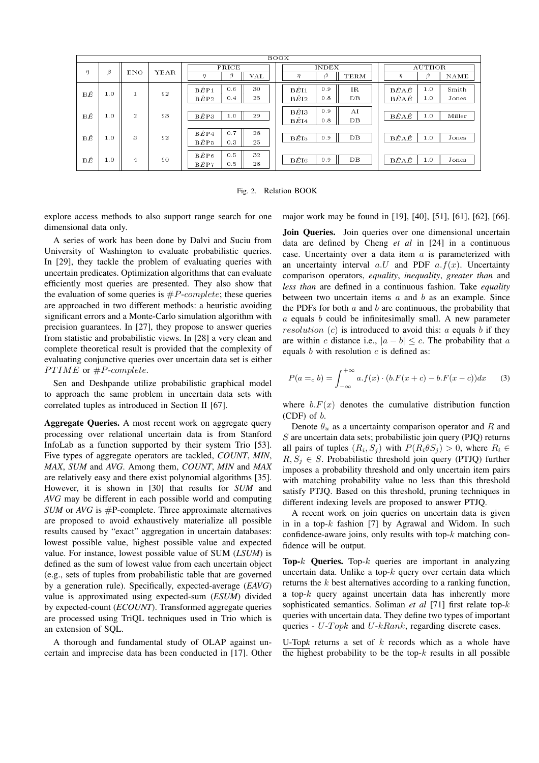| BOOK | | | | | | | | | | | | | | |
|---|---|---|---|---|---|---|---|---|---|---|---|---|---|---|
| $\eta$ | $\beta$ | BNO | YEAR | PRICE | | | INDEX | | | AUTHOR | | |
| | | | | $\eta$ | $\beta$ | VAL | $\eta$ | $\beta$ | TERM | $\eta$ | $\beta$ | NAME |
| BÊ | 1.0 | 1 | 92 | BÊP1 | 0.6 | 30 | BÊI1 | 0.9 | IR | BÊAÊ | 1.0 | Smith |
| | | | | BÊP2 | 0.4 | 25 | BÊI2 | 0.8 | DB | BÊAÊ | 1.0 | Jones |
| BÊ | 1.0 | 2 | 93 | BÊP3 | 1.0 | 29 | BÊI3 | 0.9 | AI | BÊAÊ | 1.0 | Miller |
| | | | | | | | BÊI4 | 0.8 | DB | | | |
| BÊ | 1.0 | 3 | 92 | BÊP4 | 0.7 | 28 | BÊI5 | 0.9 | DB | BÊAÊ | 1.0 | Jones |
| | | | | BÊP5 | 0.3 | 25 | | | | | | |
| BÊ | 1.0 | 4 | 90 | BÊP6 | 0.5 | 32 | BÊI6 | 0.9 | DB | BÊAÊ | 1.0 | Jones |
| | | | | BÊP7 | 0.5 | 28 | | | | | | |

Fig. 2. Relation BOOK

explore access methods to also support range search for one dimensional data only.

A series of work has been done by Dalvi and Suciu from University of Washington to evaluate probabilistic queries. In [29], they tackle the problem of evaluating queries with uncertain predicates. Optimization algorithms that can evaluate efficiently most queries are presented. They also show that the evaluation of some queries is $\#P\text{-}complete$; these queries are approached in two different methods: a heuristic avoiding significant errors and a Monte-Carlo simulation algorithm with precision guarantees. In [27], they propose to answer queries from statistic and probabilistic views. In [28] a very clean and complete theoretical result is provided that the complexity of evaluating conjunctive queries over uncertain data set is either $PTIME$ or $\#P\text{-}complete$.

Sen and Deshpande utilize probabilistic graphical model to approach the same problem in uncertain data sets with correlated tuples as introduced in Section II [67].

**Aggregate Queries.** A most recent work on aggregate query processing over relational uncertain data is from Stanford InfoLab as a function supported by their system Trio [53]. Five types of aggregate operators are tackled, *COUNT*, *MIN*, *MAX*, *SUM* and *AVG*. Among them, *COUNT*, *MIN* and *MAX* are relatively easy and there exist polynomial algorithms [35]. However, it is shown in [30] that results for *SUM* and *AVG* may be different in each possible world and computing *SUM* or *AVG* is #P-complete. Three approximate alternatives are proposed to avoid exhaustively materialize all possible results caused by "exact" aggregation in uncertain databases: lowest possible value, highest possible value and expected value. For instance, lowest possible value of SUM (*LSUM*) is defined as the sum of lowest value from each uncertain object (e.g., sets of tuples from probabilistic table that are governed by a generation rule). Specifically, expected-average (*EAVG*) value is approximated using expected-sum (*ESUM*) divided by expected-count (*ECOUNT*). Transformed aggregate queries are processed using TriQL techniques used in Trio which is an extension of SQL.

A thorough and fundamental study of OLAP against uncertain and imprecise data has been conducted in [17]. Other major work may be found in [19], [40], [51], [61], [62], [66].

**Join Queries.** Join queries over one dimensional uncertain data are defined by Cheng *et al* in [24] in a continuous case. Uncertainty over a data item $a$ is parameterized with an uncertainty interval $a.U$ and PDF $a.f(x)$. Uncertainty comparison operators, *equality*, *inequality*, *greater than* and *less than* are defined in a continuous fashion. Take *equality* between two uncertain items $a$ and $b$ as an example. Since the PDFs for both $a$ and $b$ are continuous, the probability that $a$ equals $b$ could be infinitesimally small. A new parameter $resolution$ ($c$) is introduced to avoid this: $a$ equals $b$ if they are within $c$ distance i.e., $|a - b| \leq c$. The probability that $a$ equals $b$ with resolution $c$ is defined as:

$$P(a =_c b) = \int_{-\infty}^{+\infty} a.f(x) \cdot (b.F(x+c) - b.F(x-c))dx \qquad (3)$$

where $b.F(x)$ denotes the cumulative distribution function (CDF) of $b$.

Denote $\theta_u$ as a uncertainty comparison operator and $R$ and $S$ are uncertain data sets; probabilistic join query (PJQ) returns all pairs of tuples $(R_i, S_j)$ with $P(R_i \theta S_j) > 0$, where $R_i \in R, S_j \in S$. Probabilistic threshold join query (PTJQ) further imposes a probability threshold and only uncertain item pairs with matching probability value no less than this threshold satisfy PTJQ. Based on this threshold, pruning techniques in different indexing levels are proposed to answer PTJQ.

A recent work on join queries on uncertain data is given in in a top-$k$ fashion [7] by Agrawal and Widom. In such confidence-aware joins, only results with top-$k$ matching confidence will be output.

**Top-$k$ Queries.** Top-$k$ queries are important in analyzing uncertain data. Unlike a top-$k$ query over certain data which returns the $k$ best alternatives according to a ranking function, a top-$k$ query against uncertain data has inherently more sophisticated semantics. Soliman *et al* [71] first relate top-$k$ queries with uncertain data. They define two types of important queries - $U\text{-}Topk$ and $U\text{-}kRank$, regarding discrete cases.

U-Top$k$ returns a set of $k$ records which as a whole have the highest probability to be the top-$k$ results in all possible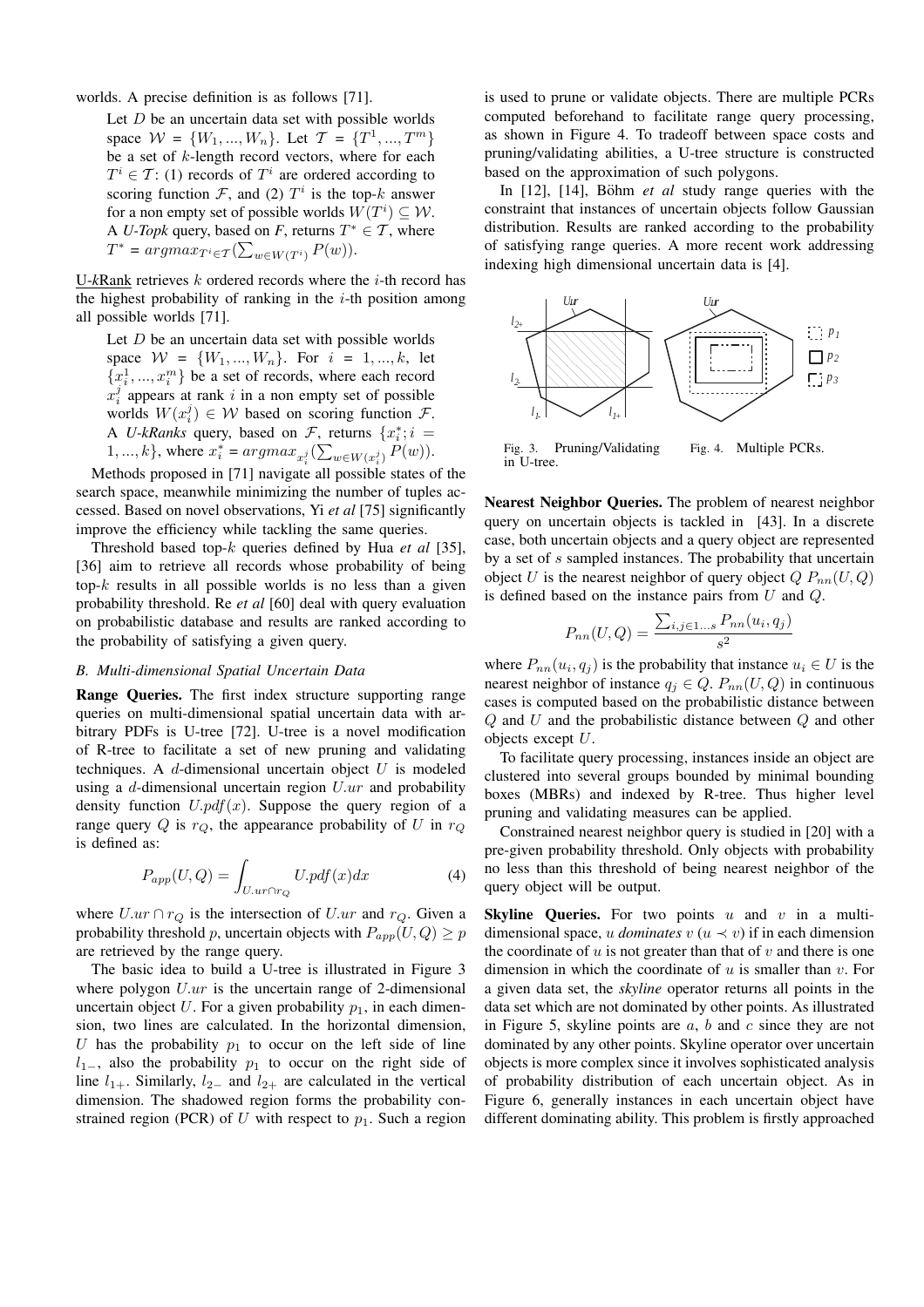worlds. A precise definition is as follows [71].

> Let $D$ be an uncertain data set with possible worlds space $\mathcal{W} = \{W_1, ..., W_n\}$. Let $\mathcal{T} = \{T^1, ..., T^m\}$ be a set of $k$-length record vectors, where for each $T^i \in \mathcal{T}$: (1) records of $T^i$ are ordered according to scoring function $\mathcal{F}$, and (2) $T^i$ is the top-$k$ answer for a non empty set of possible worlds $W(T^i) \subseteq \mathcal{W}$. A *U-Topk* query, based on *F*, returns $T^* \in \mathcal{T}$, where $T^* = argmax_{T^i \in \mathcal{T}}(\sum_{w \in W(T^i)} P(w))$.

U-*k*Rank retrieves $k$ ordered records where the $i$-th record has the highest probability of ranking in the $i$-th position among all possible worlds [71].

> Let $D$ be an uncertain data set with possible worlds space $\mathcal{W} = \{W_1, ..., W_n\}$. For $i = 1, ..., k$, let $\{x_i^1, ..., x_i^m\}$ be a set of records, where each record $x_i^j$ appears at rank $i$ in a non empty set of possible worlds $W(x_i^j) \in \mathcal{W}$ based on scoring function $\mathcal{F}$. A *U-kRanks* query, based on $\mathcal{F}$, returns $\{x_i^*; i = 1, ..., k\}$, where $x_i^* = argmax_{x_i^j}(\sum_{w \in W(x_i^j)} P(w))$.

Methods proposed in [71] navigate all possible states of the search space, meanwhile minimizing the number of tuples accessed. Based on novel observations, Yi *et al* [75] significantly improve the efficiency while tackling the same queries.

Threshold based top-$k$ queries defined by Hua *et al* [35], [36] aim to retrieve all records whose probability of being top-$k$ results in all possible worlds is no less than a given probability threshold. Re *et al* [60] deal with query evaluation on probabilistic database and results are ranked according to the probability of satisfying a given query.

### B. Multi-dimensional Spatial Uncertain Data

**Range Queries.** The first index structure supporting range queries on multi-dimensional spatial uncertain data with arbitrary PDFs is U-tree [72]. U-tree is a novel modification of R-tree to facilitate a set of new pruning and validating techniques. A $d$-dimensional uncertain object $U$ is modeled using a $d$-dimensional uncertain region $U.ur$ and probability density function $U.pdf(x)$. Suppose the query region of a range query $Q$ is $r_Q$, the appearance probability of $U$ in $r_Q$ is defined as:

$$P_{app}(U, Q) = \int_{U.ur \cap r_Q} U.pdf(x)dx \tag{4}$$

where $U.ur \cap r_Q$ is the intersection of $U.ur$ and $r_Q$. Given a probability threshold $p$, uncertain objects with $P_{app}(U, Q) \geq p$ are retrieved by the range query.

The basic idea to build a U-tree is illustrated in Figure 3 where polygon $U.ur$ is the uncertain range of 2-dimensional uncertain object $U$. For a given probability $p_1$, in each dimension, two lines are calculated. In the horizontal dimension, $U$ has the probability $p_1$ to occur on the left side of line $l_{1-}$, also the probability $p_1$ to occur on the right side of line $l_{1+}$. Similarly, $l_{2-}$ and $l_{2+}$ are calculated in the vertical dimension. The shadowed region forms the probability constrained region (PCR) of $U$ with respect to $p_1$. Such a region is used to prune or validate objects. There are multiple PCRs computed beforehand to facilitate range query processing, as shown in Figure 4. To tradeoff between space costs and pruning/validating abilities, a U-tree structure is constructed based on the approximation of such polygons.

In [12], [14], Böhm *et al* study range queries with the constraint that instances of uncertain objects follow Gaussian distribution. Results are ranked according to the probability of satisfying range queries. A more recent work addressing indexing high dimensional uncertain data is [4].

Fig. 3. Pruning/Validating in U-tree.

Fig. 4. Multiple PCRs.

**Nearest Neighbor Queries.** The problem of nearest neighbor query on uncertain objects is tackled in [43]. In a discrete case, both uncertain objects and a query object are represented by a set of $s$ sampled instances. The probability that uncertain object $U$ is the nearest neighbor of query object $Q$ $P_{nn}(U, Q)$ is defined based on the instance pairs from $U$ and $Q$.

$$P_{nn}(U, Q) = \frac{\sum_{i,j \in 1...s} P_{nn}(u_i, q_j)}{s^2}$$

where $P_{nn}(u_i, q_j)$ is the probability that instance $u_i \in U$ is the nearest neighbor of instance $q_j \in Q$. $P_{nn}(U, Q)$ in continuous cases is computed based on the probabilistic distance between $Q$ and $U$ and the probabilistic distance between $Q$ and other objects except $U$.

To facilitate query processing, instances inside an object are clustered into several groups bounded by minimal bounding boxes (MBRs) and indexed by R-tree. Thus higher level pruning and validating measures can be applied.

Constrained nearest neighbor query is studied in [20] with a pre-given probability threshold. Only objects with probability no less than this threshold of being nearest neighbor of the query object will be output.

**Skyline Queries.** For two points $u$ and $v$ in a multi-dimensional space, $u$ *dominates* $v$ ($u \prec v$) if in each dimension the coordinate of $u$ is not greater than that of $v$ and there is one dimension in which the coordinate of $u$ is smaller than $v$. For a given data set, the *skyline* operator returns all points in the data set which are not dominated by other points. As illustrated in Figure 5, skyline points are $a$, $b$ and $c$ since they are not dominated by any other points. Skyline operator over uncertain objects is more complex since it involves sophisticated analysis of probability distribution of each uncertain object. As in Figure 6, generally instances in each uncertain object have different dominating ability. This problem is firstly approached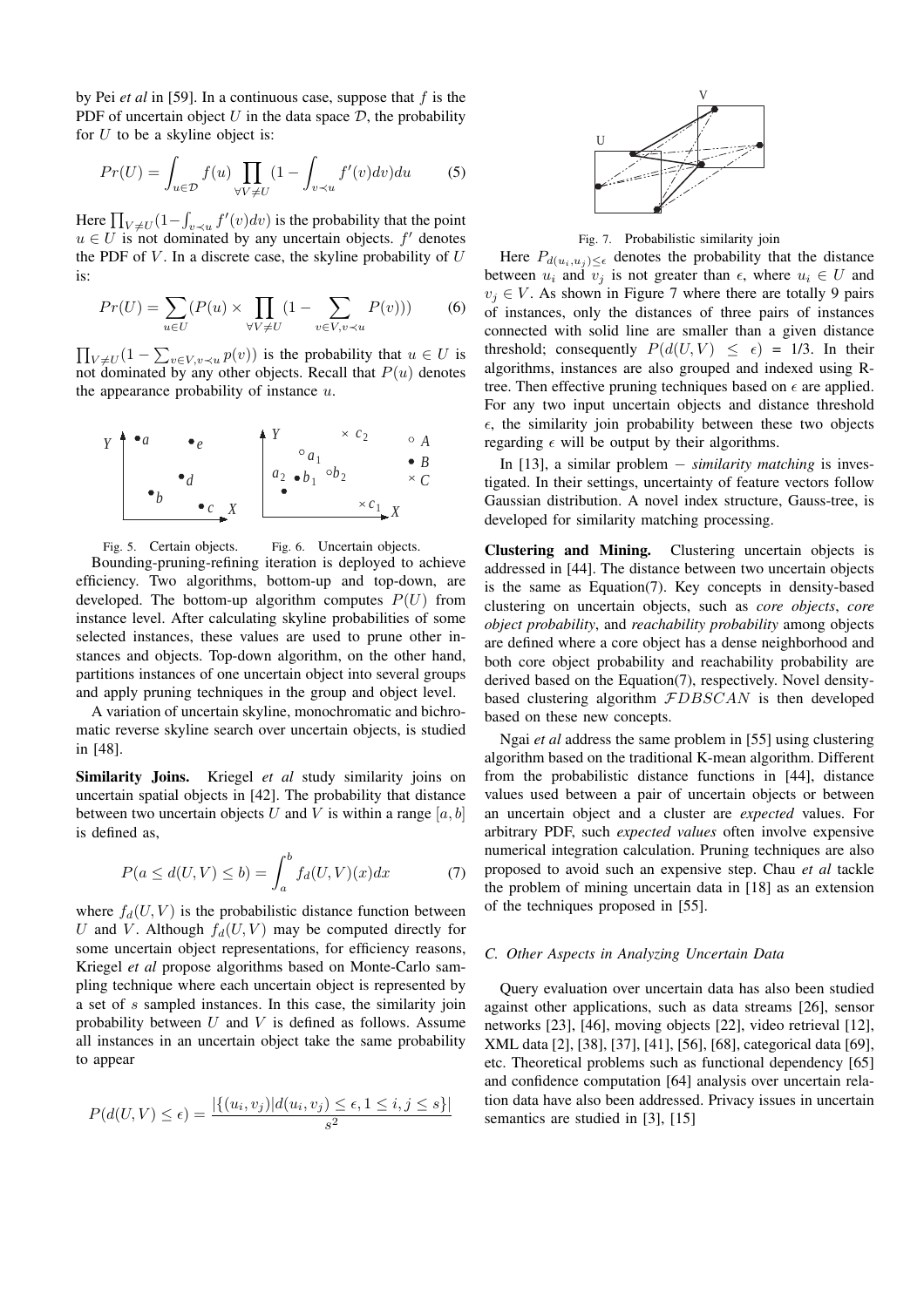by Pei *et al* in [59]. In a continuous case, suppose that $f$ is the PDF of uncertain object $U$ in the data space $\mathcal{D}$, the probability for $U$ to be a skyline object is:

$$Pr(U) = \int_{u \in \mathcal{D}} f(u) \prod_{\forall V \neq U} (1 - \int_{v \prec u} f'(v) dv) du \tag{5}$$

Here $\prod_{V \neq U}(1 - \int_{v \prec u} f'(v)dv)$ is the probability that the point $u \in U$ is not dominated by any uncertain objects. $f'$ denotes the PDF of $V$. In a discrete case, the skyline probability of $U$ is:

$$Pr(U) = \sum_{u \in U} (P(u) \times \prod_{\forall V \neq U} (1 - \sum_{v \in V, v \prec u} P(v))) \tag{6}$$

$\prod_{V \neq U}(1 - \sum_{v \in V, v \prec u} p(v))$ is the probability that $u \in U$ is not dominated by any other objects. Recall that $P(u)$ denotes the appearance probability of instance $u$.

Fig. 5. Certain objects.

Fig. 6. Uncertain objects.

Bounding-pruning-refining iteration is deployed to achieve efficiency. Two algorithms, bottom-up and top-down, are developed. The bottom-up algorithm computes $P(U)$ from instance level. After calculating skyline probabilities of some selected instances, these values are used to prune other instances and objects. Top-down algorithm, on the other hand, partitions instances of one uncertain object into several groups and apply pruning techniques in the group and object level.

A variation of uncertain skyline, monochromatic and bichromatic reverse skyline search over uncertain objects, is studied in [48].

**Similarity Joins.** Kriegel *et al* study similarity joins on uncertain spatial objects in [42]. The probability that distance between two uncertain objects $U$ and $V$ is within a range $[a, b]$ is defined as,

$$P(a \leq d(U,V) \leq b) = \int_a^b f_d(U,V)(x)dx \tag{7}$$

where $f_d(U,V)$ is the probabilistic distance function between $U$ and $V$. Although $f_d(U,V)$ may be computed directly for some uncertain object representations, for efficiency reasons, Kriegel *et al* propose algorithms based on Monte-Carlo sampling technique where each uncertain object is represented by a set of $s$ sampled instances. In this case, the similarity join probability between $U$ and $V$ is defined as follows. Assume all instances in an uncertain object take the same probability to appear

$$P(d(U,V) \leq \epsilon) = \frac{|\{(u_i, v_j)|d(u_i, v_j) \leq \epsilon, 1 \leq i, j \leq s\}|}{s^2}$$

Fig. 7. Probabilistic similarity join

Here $P_{d(u_i,u_j) \leq \epsilon}$ denotes the probability that the distance between $u_i$ and $v_j$ is not greater than $\epsilon$, where $u_i \in U$ and $v_j \in V$. As shown in Figure 7 where there are totally 9 pairs of instances, only the distances of three pairs of instances connected with solid line are smaller than a given distance threshold; consequently $P(d(U,V) \leq \epsilon)$ = 1/3. In their algorithms, instances are also grouped and indexed using R-tree. Then effective pruning techniques based on $\epsilon$ are applied. For any two input uncertain objects and distance threshold $\epsilon$, the similarity join probability between these two objects regarding $\epsilon$ will be output by their algorithms.

In [13], a similar problem $-$ *similarity matching* is investigated. In their settings, uncertainty of feature vectors follow Gaussian distribution. A novel index structure, Gauss-tree, is developed for similarity matching processing.

**Clustering and Mining.** Clustering uncertain objects is addressed in [44]. The distance between two uncertain objects is the same as Equation(7). Key concepts in density-based clustering on uncertain objects, such as *core objects*, *core object probability*, and *reachability probability* among objects are defined where a core object has a dense neighborhood and both core object probability and reachability probability are derived based on the Equation(7), respectively. Novel density-based clustering algorithm $\mathcal{FDBSCAN}$ is then developed based on these new concepts.

Ngai *et al* address the same problem in [55] using clustering algorithm based on the traditional K-mean algorithm. Different from the probabilistic distance functions in [44], distance values used between a pair of uncertain objects or between an uncertain object and a cluster are *expected* values. For arbitrary PDF, such *expected values* often involve expensive numerical integration calculation. Pruning techniques are also proposed to avoid such an expensive step. Chau *et al* tackle the problem of mining uncertain data in [18] as an extension of the techniques proposed in [55].

### C. Other Aspects in Analyzing Uncertain Data

Query evaluation over uncertain data has also been studied against other applications, such as data streams [26], sensor networks [23], [46], moving objects [22], video retrieval [12], XML data [2], [38], [37], [41], [56], [68], categorical data [69], etc. Theoretical problems such as functional dependency [65] and confidence computation [64] analysis over uncertain relation data have also been addressed. Privacy issues in uncertain semantics are studied in [3], [15]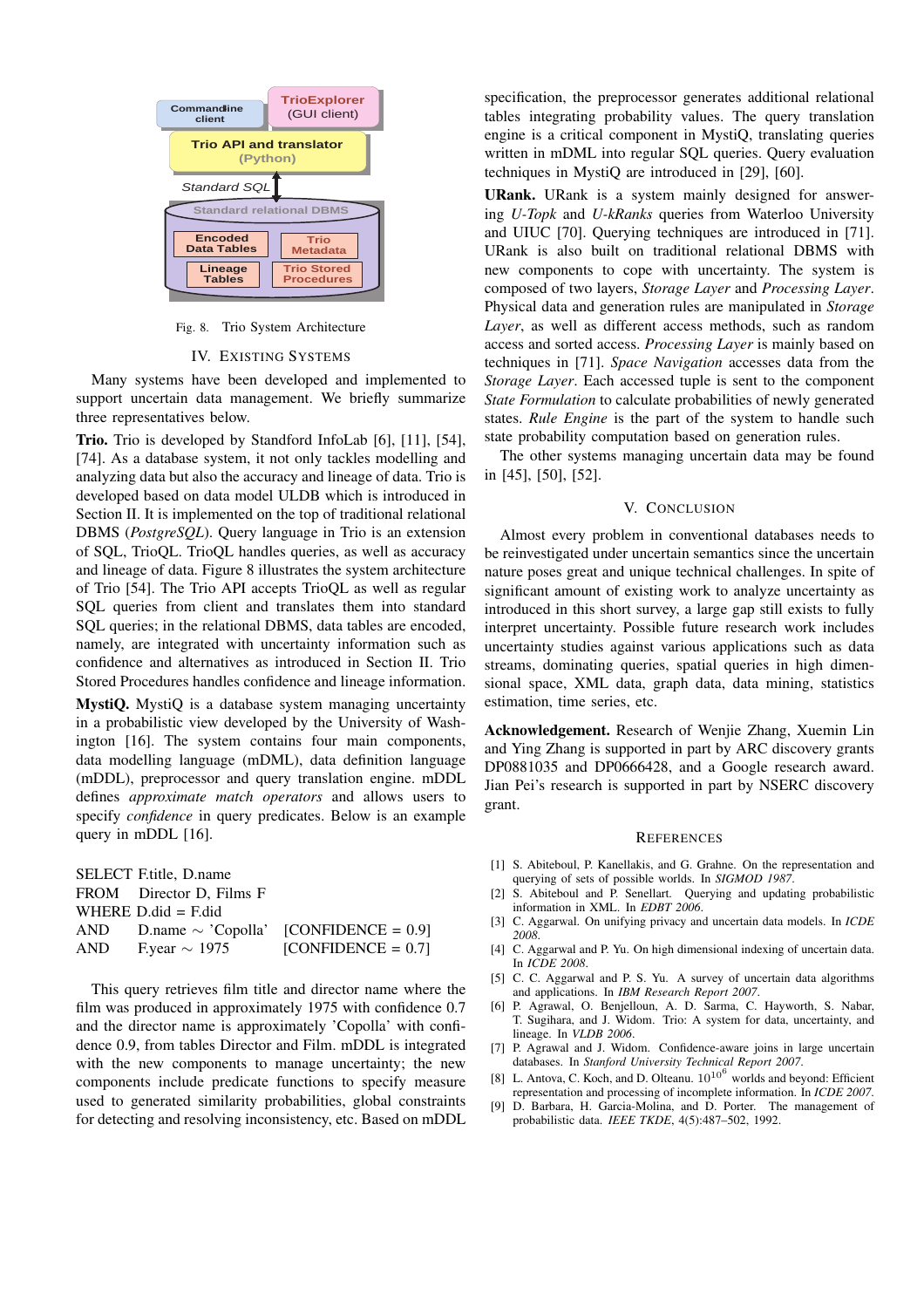Fig. 8. Trio System Architecture

## IV. EXISTING SYSTEMS

Many systems have been developed and implemented to support uncertain data management. We briefly summarize three representatives below.

**Trio.** Trio is developed by Standford InfoLab [6], [11], [54], [74]. As a database system, it not only tackles modelling and analyzing data but also the accuracy and lineage of data. Trio is developed based on data model ULDB which is introduced in Section II. It is implemented on the top of traditional relational DBMS (*PostgreSQL*). Query language in Trio is an extension of SQL, TrioQL. TrioQL handles queries, as well as accuracy and lineage of data. Figure 8 illustrates the system architecture of Trio [54]. The Trio API accepts TrioQL as well as regular SQL queries from client and translates them into standard SQL queries; in the relational DBMS, data tables are encoded, namely, are integrated with uncertainty information such as confidence and alternatives as introduced in Section II. Trio Stored Procedures handles confidence and lineage information.

**MystiQ.** MystiQ is a database system managing uncertainty in a probabilistic view developed by the University of Washington [16]. The system contains four main components, data modelling language (mDML), data definition language (mDDL), preprocessor and query translation engine. mDDL defines *approximate match operators* and allows users to specify *confidence* in query predicates. Below is an example query in mDDL [16].

```
SELECT F.title, D.name
FROM    Director D, Films F
WHERE D.did = F.did
AND     D.name ∼ 'Copolla'   [CONFIDENCE = 0.9]
AND     F.year ∼ 1975         [CONFIDENCE = 0.7]
```

This query retrieves film title and director name where the film was produced in approximately 1975 with confidence 0.7 and the director name is approximately 'Copolla' with confidence 0.9, from tables Director and Film. mDDL is integrated with the new components to manage uncertainty; the new components include predicate functions to specify measure used to generated similarity probabilities, global constraints for detecting and resolving inconsistency, etc. Based on mDDL specification, the preprocessor generates additional relational tables integrating probability values. The query translation engine is a critical component in MystiQ, translating queries written in mDML into regular SQL queries. Query evaluation techniques in MystiQ are introduced in [29], [60].

**URank.** URank is a system mainly designed for answering *U-Topk* and *U-kRanks* queries from Waterloo University and UIUC [70]. Querying techniques are introduced in [71]. URank is also built on traditional relational DBMS with new components to cope with uncertainty. The system is composed of two layers, *Storage Layer* and *Processing Layer*. Physical data and generation rules are manipulated in *Storage Layer*, as well as different access methods, such as random access and sorted access. *Processing Layer* is mainly based on techniques in [71]. *Space Navigation* accesses data from the *Storage Layer*. Each accessed tuple is sent to the component *State Formulation* to calculate probabilities of newly generated states. *Rule Engine* is the part of the system to handle such state probability computation based on generation rules.

The other systems managing uncertain data may be found in [45], [50], [52].

## V. CONCLUSION

Almost every problem in conventional databases needs to be reinvestigated under uncertain semantics since the uncertain nature poses great and unique technical challenges. In spite of significant amount of existing work to analyze uncertainty as introduced in this short survey, a large gap still exists to fully interpret uncertainty. Possible future research work includes uncertainty studies against various applications such as data streams, dominating queries, spatial queries in high dimensional space, XML data, graph data, data mining, statistics estimation, time series, etc.

**Acknowledgement.** Research of Wenjie Zhang, Xuemin Lin and Ying Zhang is supported in part by ARC discovery grants DP0881035 and DP0666428, and a Google research award. Jian Pei's research is supported in part by NSERC discovery grant.

## REFERENCES

[1] S. Abiteboul, P. Kanellakis, and G. Grahne. On the representation and querying of sets of possible worlds. In *SIGMOD 1987*.

[2] S. Abiteboul and P. Senellart. Querying and updating probabilistic information in XML. In *EDBT 2006*.

[3] C. Aggarwal. On unifying privacy and uncertain data models. In *ICDE 2008*.

[4] C. Aggarwal and P. Yu. On high dimensional indexing of uncertain data. In *ICDE 2008*.

[5] C. C. Aggarwal and P. S. Yu. A survey of uncertain data algorithms and applications. In *IBM Research Report 2007*.

[6] P. Agrawal, O. Benjelloun, A. D. Sarma, C. Hayworth, S. Nabar, T. Sugihara, and J. Widom. Trio: A system for data, uncertainty, and lineage. In *VLDB 2006*.

[7] P. Agrawal and J. Widom. Confidence-aware joins in large uncertain databases. In *Stanford University Technical Report 2007*.

[8] L. Antova, C. Koch, and D. Olteanu. $10^{10^6}$ worlds and beyond: Efficient representation and processing of incomplete information. In *ICDE 2007*.

[9] D. Barbara, H. Garcia-Molina, and D. Porter. The management of probabilistic data. *IEEE TKDE*, 4(5):487–502, 1992.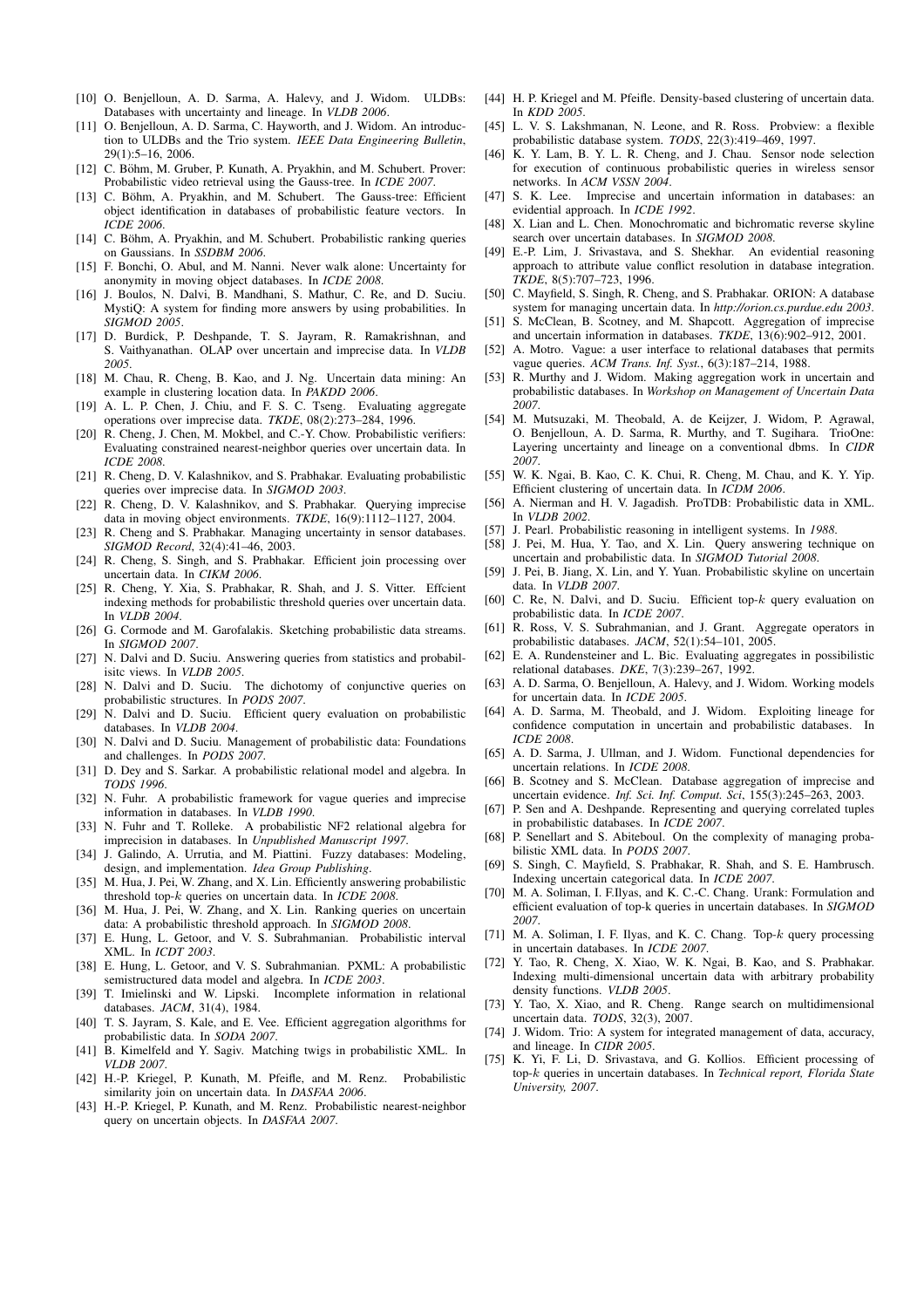[10] O. Benjelloun, A. D. Sarma, A. Halevy, and J. Widom. ULDBs: Databases with uncertainty and lineage. In *VLDB 2006*.

[11] O. Benjelloun, A. D. Sarma, C. Hayworth, and J. Widom. An introduction to ULDBs and the Trio system. *IEEE Data Engineering Bulletin*, 29(1):5–16, 2006.

[12] C. Böhm, M. Gruber, P. Kunath, A. Pryakhin, and M. Schubert. Prover: Probabilistic video retrieval using the Gauss-tree. In *ICDE 2007*.

[13] C. Böhm, A. Pryakhin, and M. Schubert. The Gauss-tree: Efficient object identification in databases of probabilistic feature vectors. In *ICDE 2006*.

[14] C. Böhm, A. Pryakhin, and M. Schubert. Probabilistic ranking queries on Gaussians. In *SSDBM 2006*.

[15] F. Bonchi, O. Abul, and M. Nanni. Never walk alone: Uncertainty for anonymity in moving object databases. In *ICDE 2008*.

[16] J. Boulos, N. Dalvi, B. Mandhani, S. Mathur, C. Re, and D. Suciu. MystiQ: A system for finding more answers by using probabilities. In *SIGMOD 2005*.

[17] D. Burdick, P. Deshpande, T. S. Jayram, R. Ramakrishnan, and S. Vaithyanathan. OLAP over uncertain and imprecise data. In *VLDB 2005*.

[18] M. Chau, R. Cheng, B. Kao, and J. Ng. Uncertain data mining: An example in clustering location data. In *PAKDD 2006*.

[19] A. L. P. Chen, J. Chiu, and F. S. C. Tseng. Evaluating aggregate operations over imprecise data. *TKDE*, 08(2):273–284, 1996.

[20] R. Cheng, J. Chen, M. Mokbel, and C.-Y. Chow. Probabilistic verifiers: Evaluating constrained nearest-neighbor queries over uncertain data. In *ICDE 2008*.

[21] R. Cheng, D. V. Kalashnikov, and S. Prabhakar. Evaluating probabilistic queries over imprecise data. In *SIGMOD 2003*.

[22] R. Cheng, D. V. Kalashnikov, and S. Prabhakar. Querying imprecise data in moving object environments. *TKDE*, 16(9):1112–1127, 2004.

[23] R. Cheng and S. Prabhakar. Managing uncertainty in sensor databases. *SIGMOD Record*, 32(4):41–46, 2003.

[24] R. Cheng, S. Singh, and S. Prabhakar. Efficient join processing over uncertain data. In *CIKM 2006*.

[25] R. Cheng, Y. Xia, S. Prabhakar, R. Shah, and J. S. Vitter. Effcient indexing methods for probabilistic threshold queries over uncertain data. In *VLDB 2004*.

[26] G. Cormode and M. Garofalakis. Sketching probabilistic data streams. In *SIGMOD 2007*.

[27] N. Dalvi and D. Suciu. Answering queries from statistics and probabilisitc views. In *VLDB 2005*.

[28] N. Dalvi and D. Suciu. The dichotomy of conjunctive queries on probabilistic structures. In *PODS 2007*.

[29] N. Dalvi and D. Suciu. Efficient query evaluation on probabilistic databases. In *VLDB 2004*.

[30] N. Dalvi and D. Suciu. Management of probabilistic data: Foundations and challenges. In *PODS 2007*.

[31] D. Dey and S. Sarkar. A probabilistic relational model and algebra. In *TODS 1996*.

[32] N. Fuhr. A probabilistic framework for vague queries and imprecise information in databases. In *VLDB 1990*.

[33] N. Fuhr and T. Rolleke. A probabilistic NF2 relational algebra for imprecision in databases. In *Unpublished Manuscript 1997*.

[34] J. Galindo, A. Urrutia, and M. Piattini. Fuzzy databases: Modeling, design, and implementation. *Idea Group Publishing*.

[35] M. Hua, J. Pei, W. Zhang, and X. Lin. Efficiently answering probabilistic threshold top-$k$ queries on uncertain data. In *ICDE 2008*.

[36] M. Hua, J. Pei, W. Zhang, and X. Lin. Ranking queries on uncertain data: A probabilistic threshold approach. In *SIGMOD 2008*.

[37] E. Hung, L. Getoor, and V. S. Subrahmanian. Probabilistic interval XML. In *ICDT 2003*.

[38] E. Hung, L. Getoor, and V. S. Subrahmanian. PXML: A probabilistic semistructured data model and algebra. In *ICDE 2003*.

[39] T. Imielinski and W. Lipski. Incomplete information in relational databases. *JACM*, 31(4), 1984.

[40] T. S. Jayram, S. Kale, and E. Vee. Efficient aggregation algorithms for probabilistic data. In *SODA 2007*.

[41] B. Kimelfeld and Y. Sagiv. Matching twigs in probabilistic XML. In *VLDB 2007*.

[42] H.-P. Kriegel, P. Kunath, M. Pfeifle, and M. Renz. Probabilistic similarity join on uncertain data. In *DASFAA 2006*.

[43] H.-P. Kriegel, P. Kunath, and M. Renz. Probabilistic nearest-neighbor query on uncertain objects. In *DASFAA 2007*.

[44] H. P. Kriegel and M. Pfeifle. Density-based clustering of uncertain data. In *KDD 2005*.

[45] L. V. S. Lakshmanan, N. Leone, and R. Ross. Probview: a flexible probabilistic database system. *TODS*, 22(3):419–469, 1997.

[46] K. Y. Lam, B. Y. L. R. Cheng, and J. Chau. Sensor node selection for execution of continuous probabilistic queries in wireless sensor networks. In *ACM VSSN 2004*.

[47] S. K. Lee. Imprecise and uncertain information in databases: an evidential approach. In *ICDE 1992*.

[48] X. Lian and L. Chen. Monochromatic and bichromatic reverse skyline search over uncertain databases. In *SIGMOD 2008*.

[49] E.-P. Lim, J. Srivastava, and S. Shekhar. An evidential reasoning approach to attribute value conflict resolution in database integration. *TKDE*, 8(5):707–723, 1996.

[50] C. Mayfield, S. Singh, R. Cheng, and S. Prabhakar. ORION: A database system for managing uncertain data. In *http://orion.cs.purdue.edu 2003*.

[51] S. McClean, B. Scotney, and M. Shapcott. Aggregation of imprecise and uncertain information in databases. *TKDE*, 13(6):902–912, 2001.

[52] A. Motro. Vague: a user interface to relational databases that permits vague queries. *ACM Trans. Inf. Syst.*, 6(3):187–214, 1988.

[53] R. Murthy and J. Widom. Making aggregation work in uncertain and probabilistic databases. In *Workshop on Management of Uncertain Data 2007*.

[54] M. Mutsuzaki, M. Theobald, A. de Keijzer, J. Widom, P. Agrawal, O. Benjelloun, A. D. Sarma, R. Murthy, and T. Sugihara. TrioOne: Layering uncertainty and lineage on a conventional dbms. In *CIDR 2007*.

[55] W. K. Ngai, B. Kao, C. K. Chui, R. Cheng, M. Chau, and K. Y. Yip. Efficient clustering of uncertain data. In *ICDM 2006*.

[56] A. Nierman and H. V. Jagadish. ProTDB: Probabilistic data in XML. In *VLDB 2002*.

[57] J. Pearl. Probabilistic reasoning in intelligent systems. In *1988*.

[58] J. Pei, M. Hua, Y. Tao, and X. Lin. Query answering technique on uncertain and probabilistic data. In *SIGMOD Tutorial 2008*.

[59] J. Pei, B. Jiang, X. Lin, and Y. Yuan. Probabilistic skyline on uncertain data. In *VLDB 2007*.

[60] C. Re, N. Dalvi, and D. Suciu. Efficient top-$k$ query evaluation on probabilistic data. In *ICDE 2007*.

[61] R. Ross, V. S. Subrahmanian, and J. Grant. Aggregate operators in probabilistic databases. *JACM*, 52(1):54–101, 2005.

[62] E. A. Rundensteiner and L. Bic. Evaluating aggregates in possibilistic relational databases. *DKE*, 7(3):239–267, 1992.

[63] A. D. Sarma, O. Benjelloun, A. Halevy, and J. Widom. Working models for uncertain data. In *ICDE 2005*.

[64] A. D. Sarma, M. Theobald, and J. Widom. Exploiting lineage for confidence computation in uncertain and probabilistic databases. In *ICDE 2008*.

[65] A. D. Sarma, J. Ullman, and J. Widom. Functional dependencies for uncertain relations. In *ICDE 2008*.

[66] B. Scotney and S. McClean. Database aggregation of imprecise and uncertain evidence. *Inf. Sci. Inf. Comput. Sci*, 155(3):245–263, 2003.

[67] P. Sen and A. Deshpande. Representing and querying correlated tuples in probabilistic databases. In *ICDE 2007*.

[68] P. Senellart and S. Abiteboul. On the complexity of managing probabilistic XML data. In *PODS 2007*.

[69] S. Singh, C. Mayfield, S. Prabhakar, R. Shah, and S. E. Hambrusch. Indexing uncertain categorical data. In *ICDE 2007*.

[70] M. A. Soliman, I. F.Ilyas, and K. C.-C. Chang. Urank: Formulation and efficient evaluation of top-k queries in uncertain databases. In *SIGMOD 2007*.

[71] M. A. Soliman, I. F. Ilyas, and K. C. Chang. Top-$k$ query processing in uncertain databases. In *ICDE 2007*.

[72] Y. Tao, R. Cheng, X. Xiao, W. K. Ngai, B. Kao, and S. Prabhakar. Indexing multi-dimensional uncertain data with arbitrary probability density functions. *VLDB 2005*.

[73] Y. Tao, X. Xiao, and R. Cheng. Range search on multidimensional uncertain data. *TODS*, 32(3), 2007.

[74] J. Widom. Trio: A system for integrated management of data, accuracy, and lineage. In *CIDR 2005*.

[75] K. Yi, F. Li, D. Srivastava, and G. Kollios. Efficient processing of top-$k$ queries in uncertain databases. In *Technical report, Florida State University, 2007*.